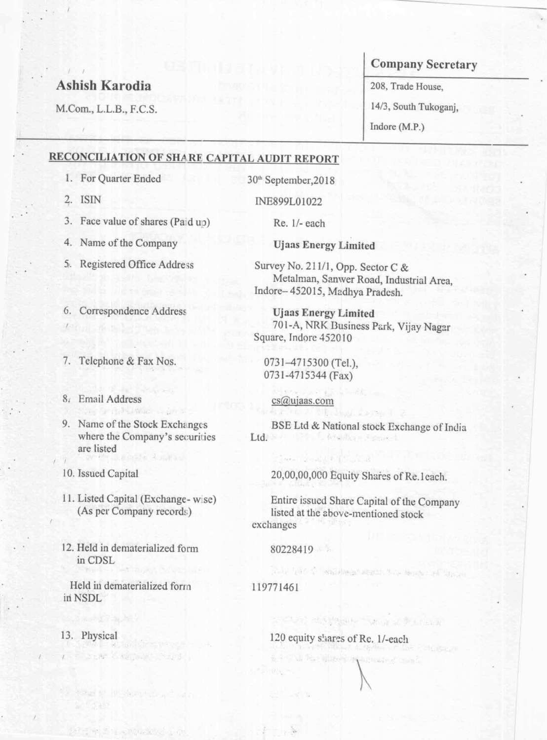**Ashish Karodia**

M.Com., L.L.B., F.C.S.

**Company Secretary**

208, Trade House,

14/3, South Tukoganj,

Indore (M.P.)

## RECONCILIATION OF SHARE CAPITAL AUDIT REPORT

| | |
|---|---|
| 1. For Quarter Ended | 30th September,2018 |
| 2. ISIN | INE899L01022 |
| 3. Face value of shares (Paid up) | Re. 1/- each |
| 4. Name of the Company | **Ujaas Energy Limited** |
| 5. Registered Office Address | Survey No. 211/1, Opp. Sector C & Metalman, Sanwer Road, Industrial Area, Indore– 452015, Madhya Pradesh. |
| 6. Correspondence Address | **Ujaas Energy Limited** 701-A, NRK Business Park, Vijay Nagar Square, Indore 452010 |
| 7. Telephone & Fax Nos. | 0731–4715300 (Tel.), 0731-4715344 (Fax) |
| 8. Email Address | cs@ujaas.com |
| 9. Name of the Stock Exchanges where the Company's securities are listed | BSE Ltd & National stock Exchange of India Ltd. |
| 10. Issued Capital | 20,00,00,000 Equity Shares of Re.1each. |
| 11. Listed Capital (Exchange- wise) (As per Company records) | Entire issued Share Capital of the Company listed at the above-mentioned stock exchanges |
| 12. Held in dematerialized form in CDSL | 80228419 |
| Held in dematerialized form in NSDL | 119771461 |
| 13. Physical | 120 equity shares of Re. 1/-each |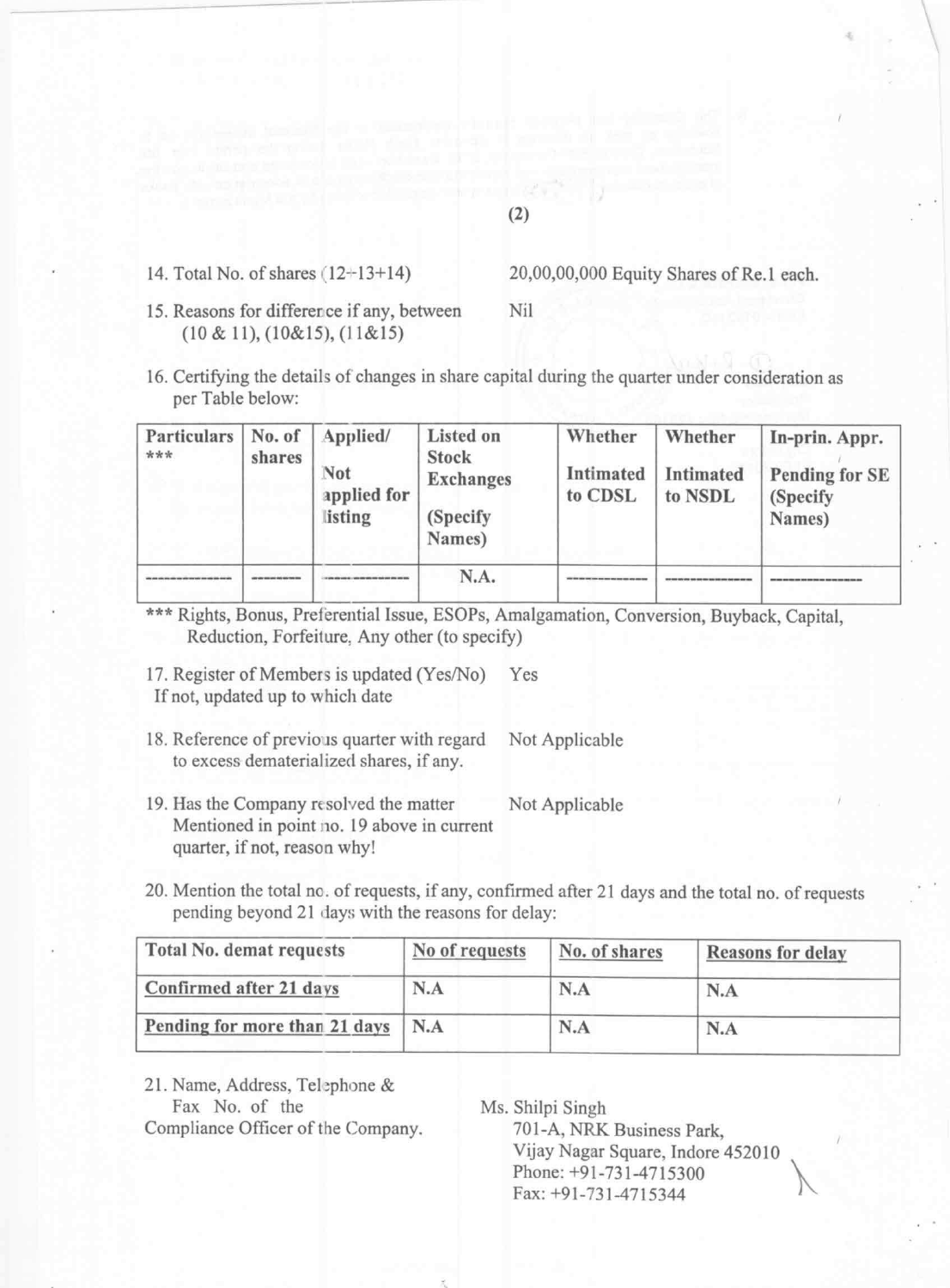14. Total No. of shares (12+13+14) — 20,00,00,000 Equity Shares of Re.1 each.

15. Reasons for difference if any, between (10 & 11), (10&15), (11&15) — Nil

16. Certifying the details of changes in share capital during the quarter under consideration as per Table below:

| Particulars *** | No. of shares | Applied/ Not applied for listing | Listed on Stock Exchanges (Specify Names) | Whether Intimated to CDSL | Whether Intimated to NSDL | In-prin. Appr. Pending for SE (Specify Names) |
|---|---|---|---|---|---|---|
| ------------ | -------- | ------------ | N.A. | ------------ | ------------ | ------------ |

*** Rights, Bonus, Preferential Issue, ESOPs, Amalgamation, Conversion, Buyback, Capital, Reduction, Forfeiture, Any other (to specify)

17. Register of Members is updated (Yes/No) If not, updated up to which date — Yes

18. Reference of previous quarter with regard to excess dematerialized shares, if any. — Not Applicable

19. Has the Company resolved the matter Mentioned in point no. 19 above in current quarter, if not, reason why! — Not Applicable

20. Mention the total no. of requests, if any, confirmed after 21 days and the total no. of requests pending beyond 21 days with the reasons for delay:

| Total No. demat requests | No of requests | No. of shares | Reasons for delay |
|---|---|---|---|
| Confirmed after 21 days | N.A | N.A | N.A |
| Pending for more than 21 days | N.A | N.A | N.A |

21. Name, Address, Telephone & Fax No. of the Compliance Officer of the Company.

Ms. Shilpi Singh
701-A, NRK Business Park,
Vijay Nagar Square, Indore 452010
Phone: +91-731-4715300
Fax: +91-731-4715344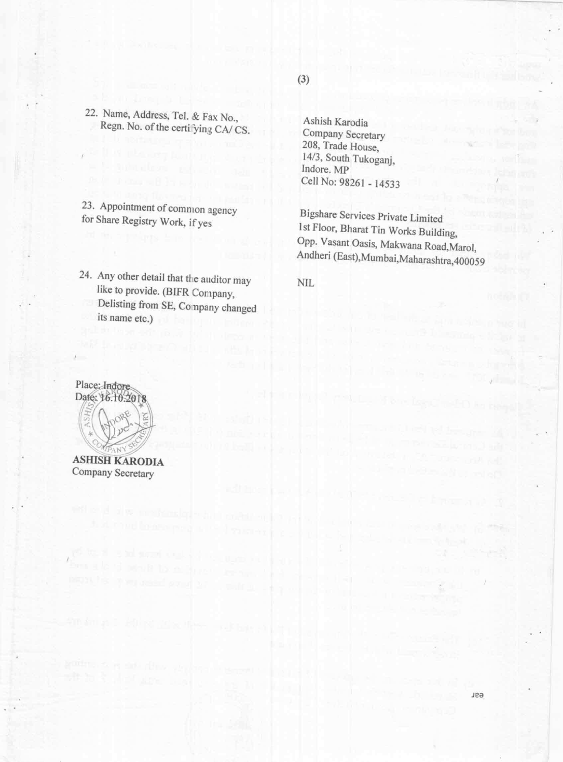| | |
|---|---|
| 22. Name, Address, Tel. & Fax No., Regn. No. of the certifying CA/ CS. | Ashish Karodia<br>Company Secretary<br>208, Trade House,<br>14/3, South Tukoganj,<br>Indore. MP<br>Cell No: 98261 - 14533 |
| 23. Appointment of common agency for Share Registry Work, if yes | Bigshare Services Private Limited<br>1st Floor, Bharat Tin Works Building,<br>Opp. Vasant Oasis, Makwana Road,Marol,<br>Andheri (East),Mumbai,Maharashtra,400059 |
| 24. Any other detail that the auditor may like to provide. (BIFR Company, Delisting from SE, Company changed its name etc.) | NIL |

Place: Indore
Date: 16.10.2018

**ASHISH KARODIA**
Company Secretary